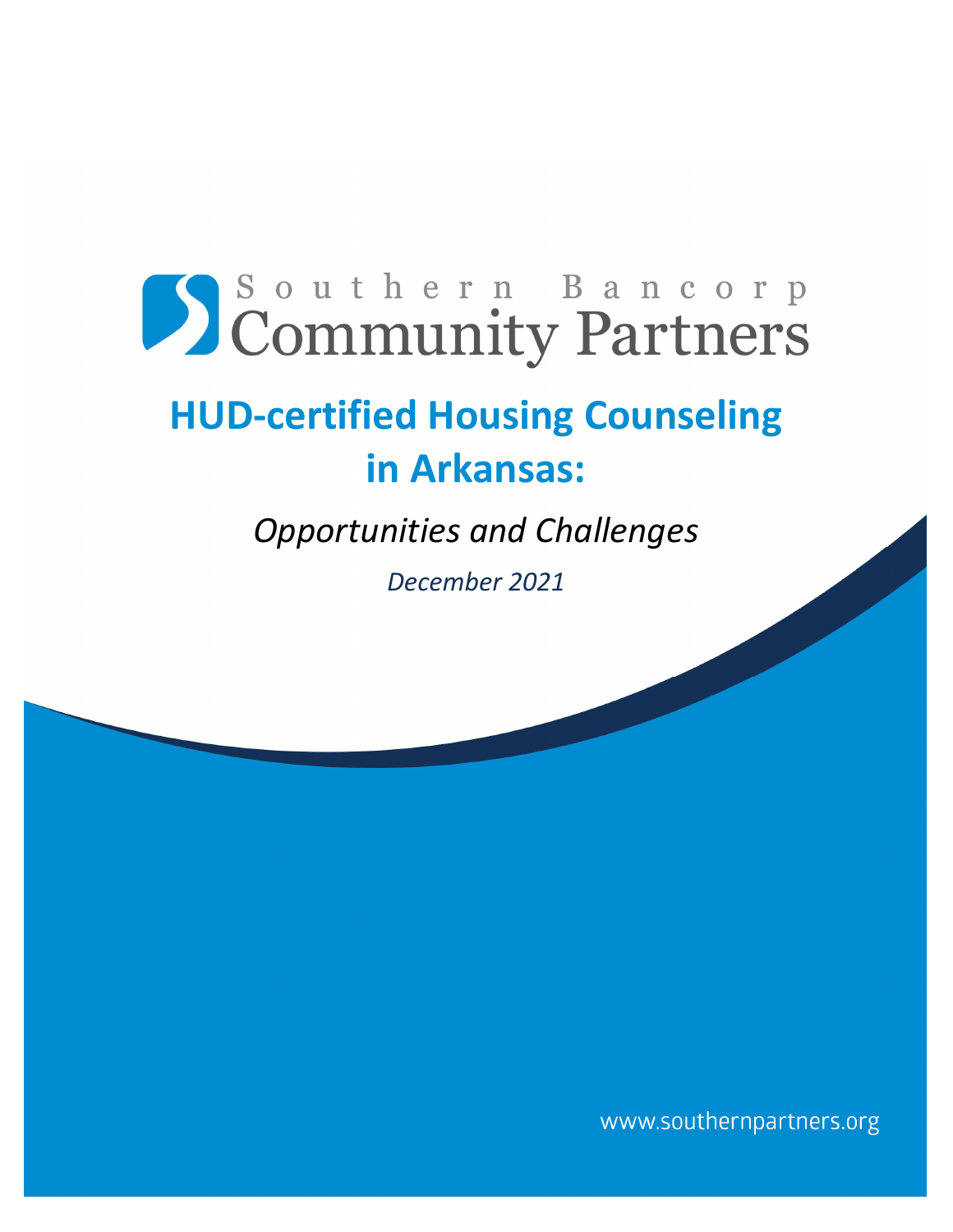Southern Bancorp Community Partners

# HUD-certified Housing Counseling in Arkansas:

*Opportunities and Challenges*

*December 2021*

www.southernpartners.org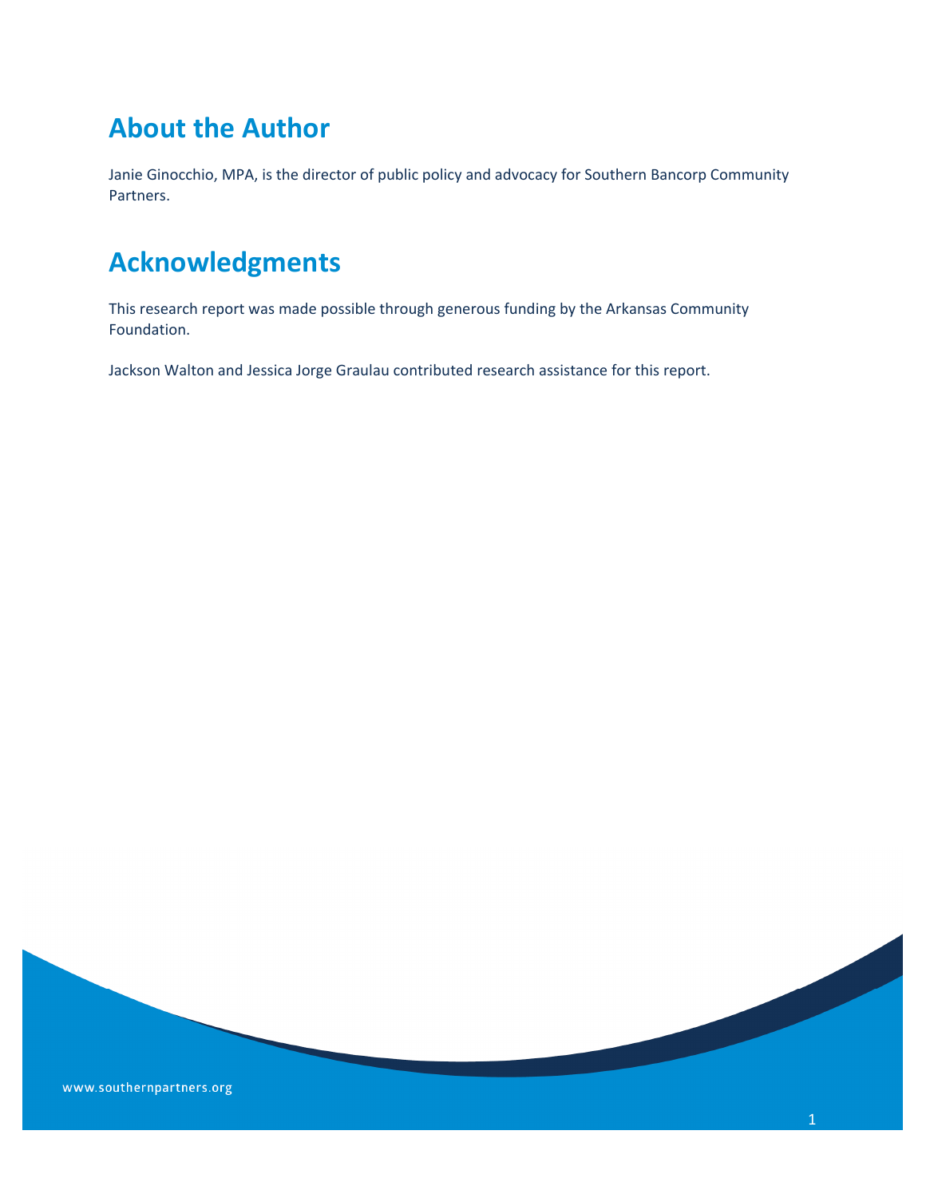## About the Author

Janie Ginocchio, MPA, is the director of public policy and advocacy for Southern Bancorp Community Partners.

## Acknowledgments

This research report was made possible through generous funding by the Arkansas Community Foundation.

Jackson Walton and Jessica Jorge Graulau contributed research assistance for this report.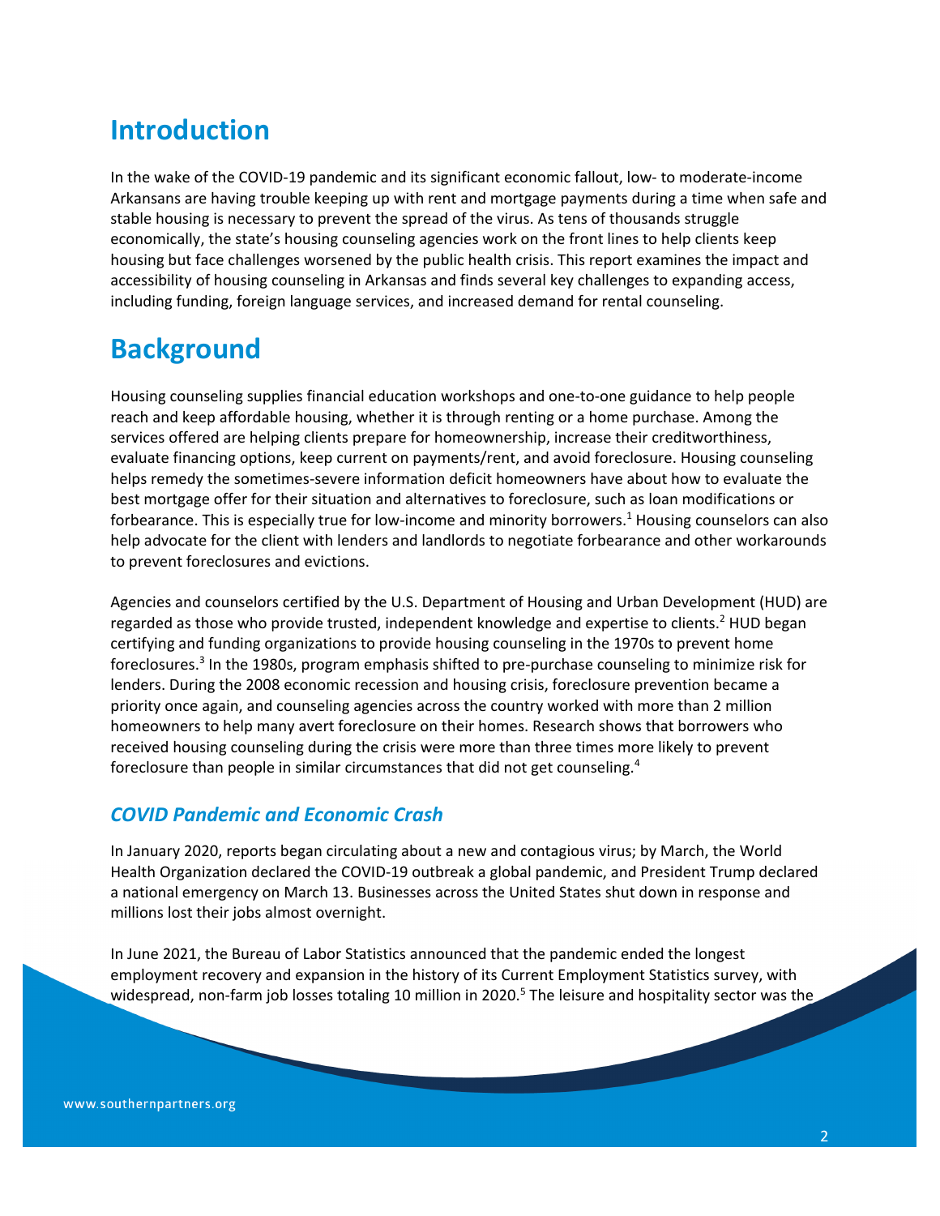# Introduction

In the wake of the COVID-19 pandemic and its significant economic fallout, low- to moderate-income Arkansans are having trouble keeping up with rent and mortgage payments during a time when safe and stable housing is necessary to prevent the spread of the virus. As tens of thousands struggle economically, the state's housing counseling agencies work on the front lines to help clients keep housing but face challenges worsened by the public health crisis. This report examines the impact and accessibility of housing counseling in Arkansas and finds several key challenges to expanding access, including funding, foreign language services, and increased demand for rental counseling.

# Background

Housing counseling supplies financial education workshops and one-to-one guidance to help people reach and keep affordable housing, whether it is through renting or a home purchase. Among the services offered are helping clients prepare for homeownership, increase their creditworthiness, evaluate financing options, keep current on payments/rent, and avoid foreclosure. Housing counseling helps remedy the sometimes-severe information deficit homeowners have about how to evaluate the best mortgage offer for their situation and alternatives to foreclosure, such as loan modifications or forbearance. This is especially true for low-income and minority borrowers.[1] Housing counselors can also help advocate for the client with lenders and landlords to negotiate forbearance and other workarounds to prevent foreclosures and evictions.

Agencies and counselors certified by the U.S. Department of Housing and Urban Development (HUD) are regarded as those who provide trusted, independent knowledge and expertise to clients.[2] HUD began certifying and funding organizations to provide housing counseling in the 1970s to prevent home foreclosures.[3] In the 1980s, program emphasis shifted to pre-purchase counseling to minimize risk for lenders. During the 2008 economic recession and housing crisis, foreclosure prevention became a priority once again, and counseling agencies across the country worked with more than 2 million homeowners to help many avert foreclosure on their homes. Research shows that borrowers who received housing counseling during the crisis were more than three times more likely to prevent foreclosure than people in similar circumstances that did not get counseling.[4]

## *COVID Pandemic and Economic Crash*

In January 2020, reports began circulating about a new and contagious virus; by March, the World Health Organization declared the COVID-19 outbreak a global pandemic, and President Trump declared a national emergency on March 13. Businesses across the United States shut down in response and millions lost their jobs almost overnight.

In June 2021, the Bureau of Labor Statistics announced that the pandemic ended the longest employment recovery and expansion in the history of its Current Employment Statistics survey, with widespread, non-farm job losses totaling 10 million in 2020.[5] The leisure and hospitality sector was the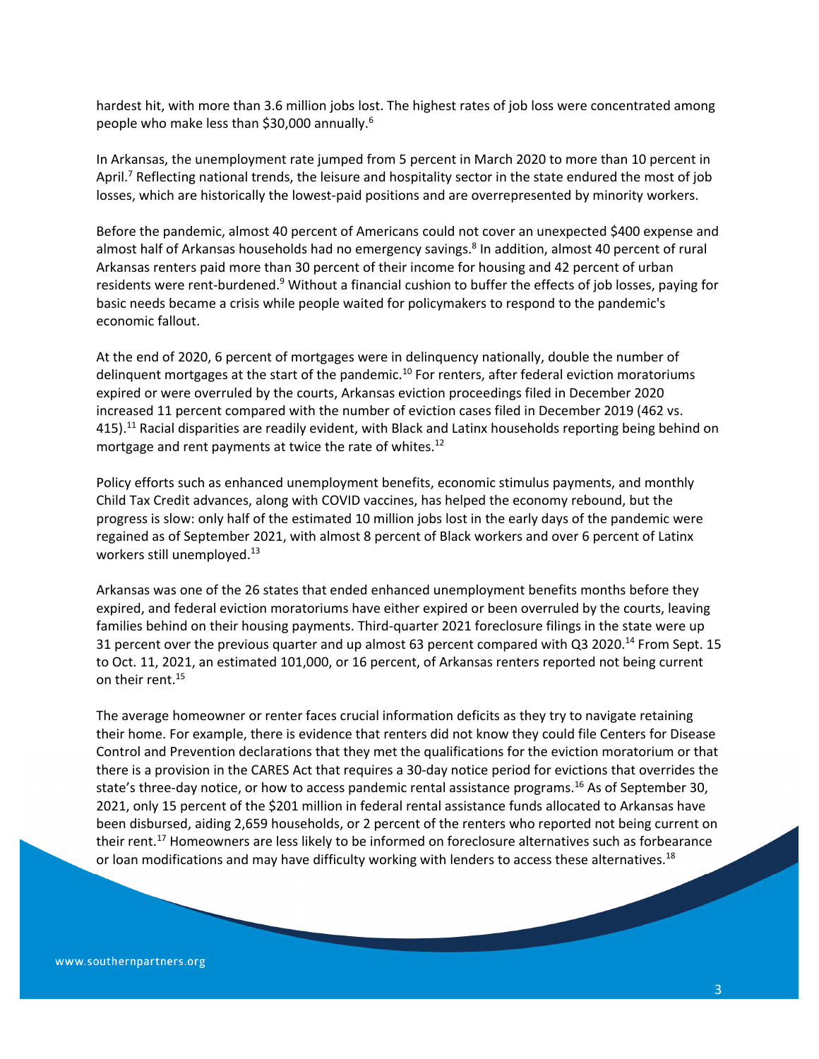hardest hit, with more than 3.6 million jobs lost. The highest rates of job loss were concentrated among people who make less than $30,000 annually.[6]

In Arkansas, the unemployment rate jumped from 5 percent in March 2020 to more than 10 percent in April.[7] Reflecting national trends, the leisure and hospitality sector in the state endured the most of job losses, which are historically the lowest-paid positions and are overrepresented by minority workers.

Before the pandemic, almost 40 percent of Americans could not cover an unexpected $400 expense and almost half of Arkansas households had no emergency savings.[8] In addition, almost 40 percent of rural Arkansas renters paid more than 30 percent of their income for housing and 42 percent of urban residents were rent-burdened.[9] Without a financial cushion to buffer the effects of job losses, paying for basic needs became a crisis while people waited for policymakers to respond to the pandemic's economic fallout.

At the end of 2020, 6 percent of mortgages were in delinquency nationally, double the number of delinquent mortgages at the start of the pandemic.[10] For renters, after federal eviction moratoriums expired or were overruled by the courts, Arkansas eviction proceedings filed in December 2020 increased 11 percent compared with the number of eviction cases filed in December 2019 (462 vs. 415).[11] Racial disparities are readily evident, with Black and Latinx households reporting being behind on mortgage and rent payments at twice the rate of whites.[12]

Policy efforts such as enhanced unemployment benefits, economic stimulus payments, and monthly Child Tax Credit advances, along with COVID vaccines, has helped the economy rebound, but the progress is slow: only half of the estimated 10 million jobs lost in the early days of the pandemic were regained as of September 2021, with almost 8 percent of Black workers and over 6 percent of Latinx workers still unemployed.[13]

Arkansas was one of the 26 states that ended enhanced unemployment benefits months before they expired, and federal eviction moratoriums have either expired or been overruled by the courts, leaving families behind on their housing payments. Third-quarter 2021 foreclosure filings in the state were up 31 percent over the previous quarter and up almost 63 percent compared with Q3 2020.[14] From Sept. 15 to Oct. 11, 2021, an estimated 101,000, or 16 percent, of Arkansas renters reported not being current on their rent.[15]

The average homeowner or renter faces crucial information deficits as they try to navigate retaining their home. For example, there is evidence that renters did not know they could file Centers for Disease Control and Prevention declarations that they met the qualifications for the eviction moratorium or that there is a provision in the CARES Act that requires a 30-day notice period for evictions that overrides the state's three-day notice, or how to access pandemic rental assistance programs.[16] As of September 30, 2021, only 15 percent of the $201 million in federal rental assistance funds allocated to Arkansas have been disbursed, aiding 2,659 households, or 2 percent of the renters who reported not being current on their rent.[17] Homeowners are less likely to be informed on foreclosure alternatives such as forbearance or loan modifications and may have difficulty working with lenders to access these alternatives.[18]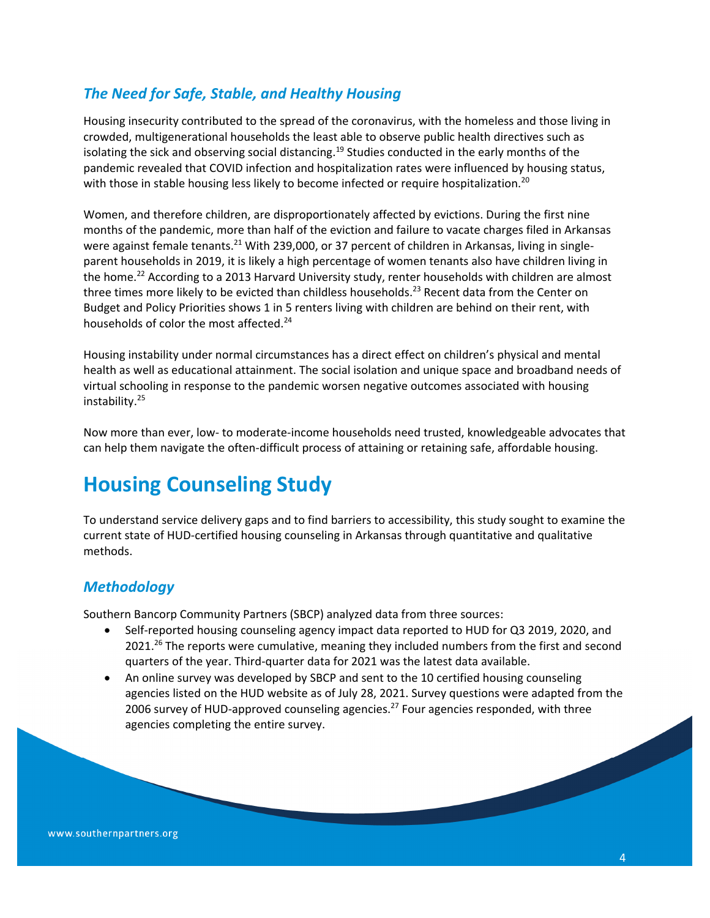### *The Need for Safe, Stable, and Healthy Housing*

Housing insecurity contributed to the spread of the coronavirus, with the homeless and those living in crowded, multigenerational households the least able to observe public health directives such as isolating the sick and observing social distancing.[19] Studies conducted in the early months of the pandemic revealed that COVID infection and hospitalization rates were influenced by housing status, with those in stable housing less likely to become infected or require hospitalization.[20]

Women, and therefore children, are disproportionately affected by evictions. During the first nine months of the pandemic, more than half of the eviction and failure to vacate charges filed in Arkansas were against female tenants.[21] With 239,000, or 37 percent of children in Arkansas, living in single-parent households in 2019, it is likely a high percentage of women tenants also have children living in the home.[22] According to a 2013 Harvard University study, renter households with children are almost three times more likely to be evicted than childless households.[23] Recent data from the Center on Budget and Policy Priorities shows 1 in 5 renters living with children are behind on their rent, with households of color the most affected.[24]

Housing instability under normal circumstances has a direct effect on children's physical and mental health as well as educational attainment. The social isolation and unique space and broadband needs of virtual schooling in response to the pandemic worsen negative outcomes associated with housing instability.[25]

Now more than ever, low- to moderate-income households need trusted, knowledgeable advocates that can help them navigate the often-difficult process of attaining or retaining safe, affordable housing.

## Housing Counseling Study

To understand service delivery gaps and to find barriers to accessibility, this study sought to examine the current state of HUD-certified housing counseling in Arkansas through quantitative and qualitative methods.

### *Methodology*

Southern Bancorp Community Partners (SBCP) analyzed data from three sources:

- Self-reported housing counseling agency impact data reported to HUD for Q3 2019, 2020, and 2021.[26] The reports were cumulative, meaning they included numbers from the first and second quarters of the year. Third-quarter data for 2021 was the latest data available.
- An online survey was developed by SBCP and sent to the 10 certified housing counseling agencies listed on the HUD website as of July 28, 2021. Survey questions were adapted from the 2006 survey of HUD-approved counseling agencies.[27] Four agencies responded, with three agencies completing the entire survey.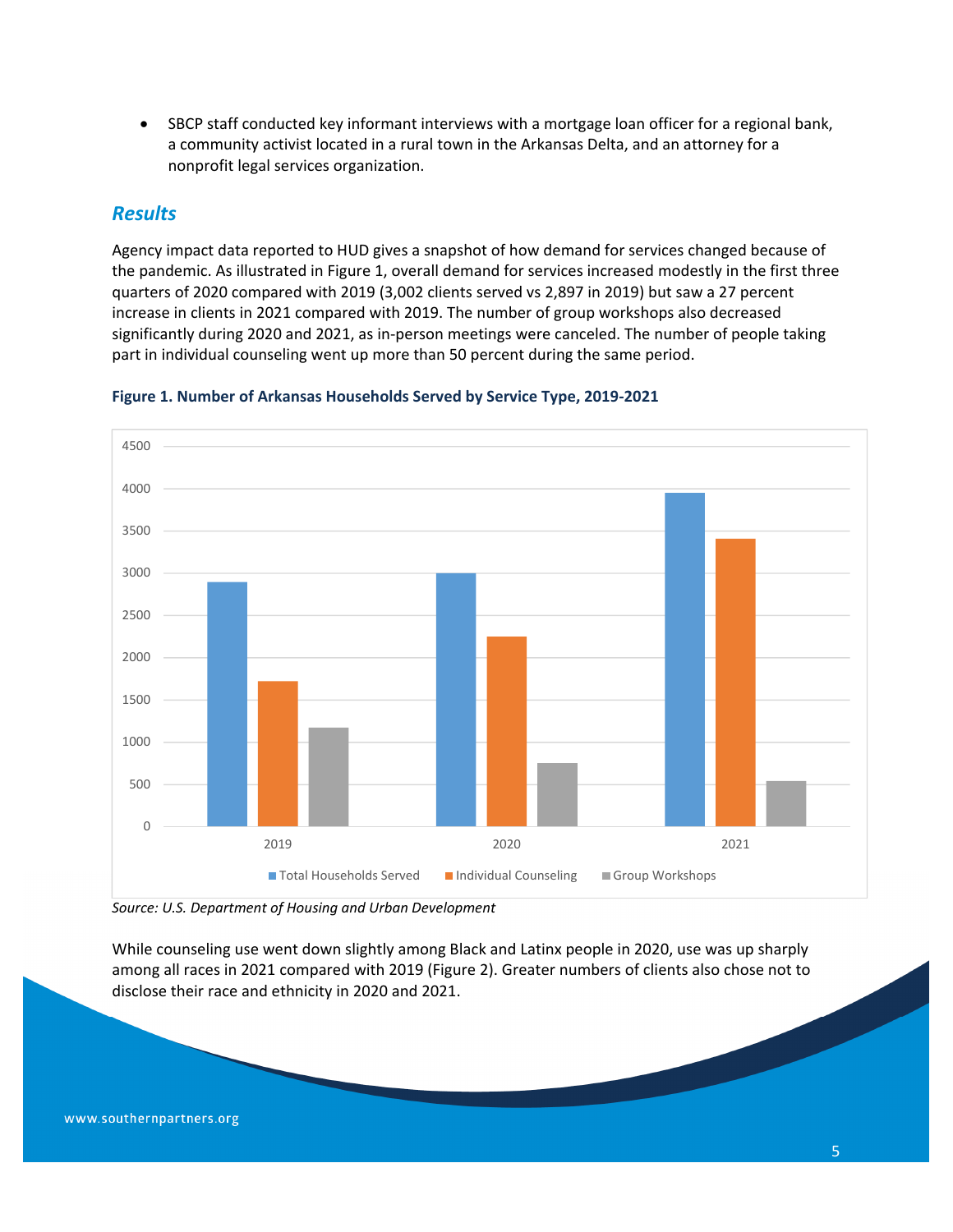- SBCP staff conducted key informant interviews with a mortgage loan officer for a regional bank, a community activist located in a rural town in the Arkansas Delta, and an attorney for a nonprofit legal services organization.

## *Results*

Agency impact data reported to HUD gives a snapshot of how demand for services changed because of the pandemic. As illustrated in Figure 1, overall demand for services increased modestly in the first three quarters of 2020 compared with 2019 (3,002 clients served vs 2,897 in 2019) but saw a 27 percent increase in clients in 2021 compared with 2019. The number of group workshops also decreased significantly during 2020 and 2021, as in-person meetings were canceled. The number of people taking part in individual counseling went up more than 50 percent during the same period.

**Figure 1. Number of Arkansas Households Served by Service Type, 2019-2021**

*Source: U.S. Department of Housing and Urban Development*

While counseling use went down slightly among Black and Latinx people in 2020, use was up sharply among all races in 2021 compared with 2019 (Figure 2). Greater numbers of clients also chose not to disclose their race and ethnicity in 2020 and 2021.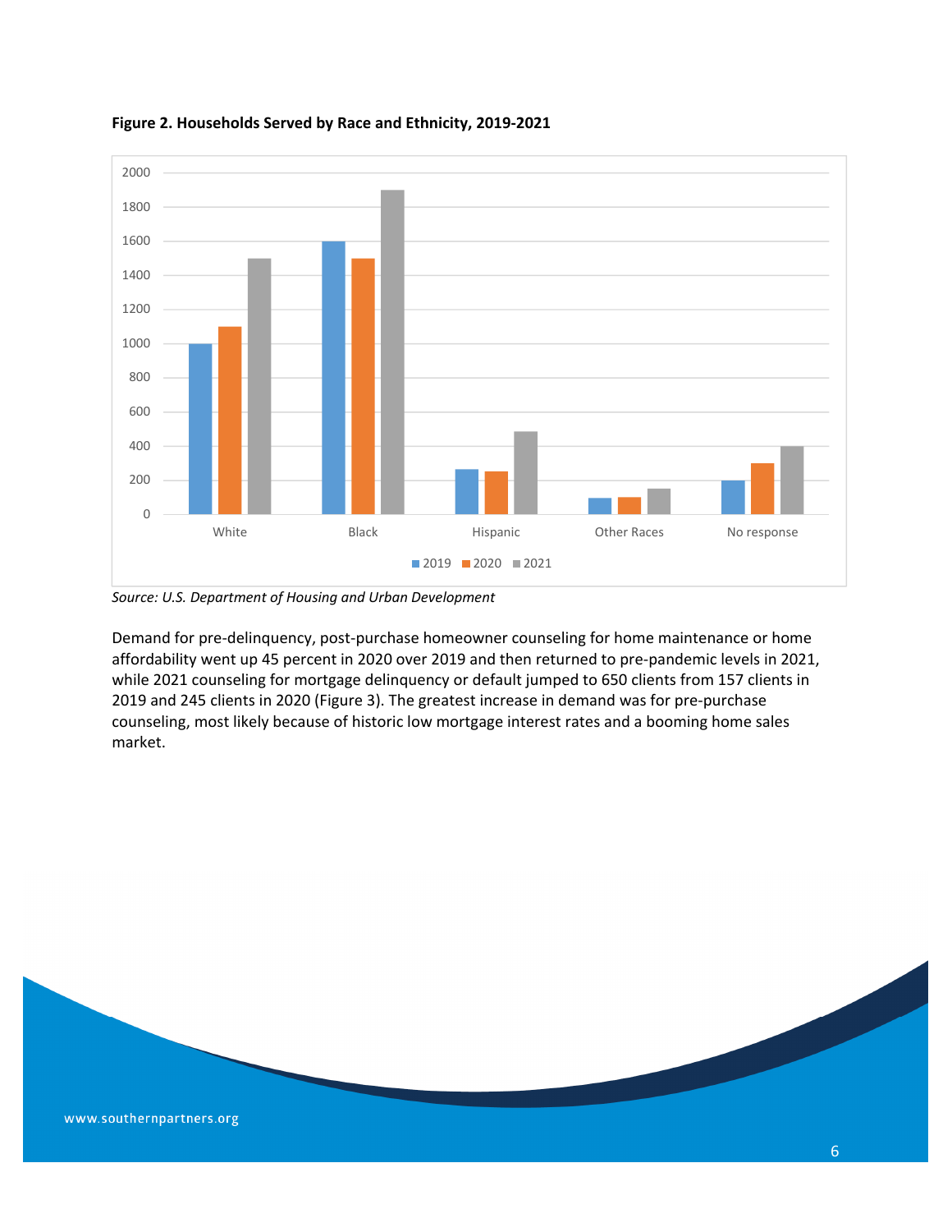**Figure 2. Households Served by Race and Ethnicity, 2019-2021**

*Source: U.S. Department of Housing and Urban Development*

Demand for pre-delinquency, post-purchase homeowner counseling for home maintenance or home affordability went up 45 percent in 2020 over 2019 and then returned to pre-pandemic levels in 2021, while 2021 counseling for mortgage delinquency or default jumped to 650 clients from 157 clients in 2019 and 245 clients in 2020 (Figure 3). The greatest increase in demand was for pre-purchase counseling, most likely because of historic low mortgage interest rates and a booming home sales market.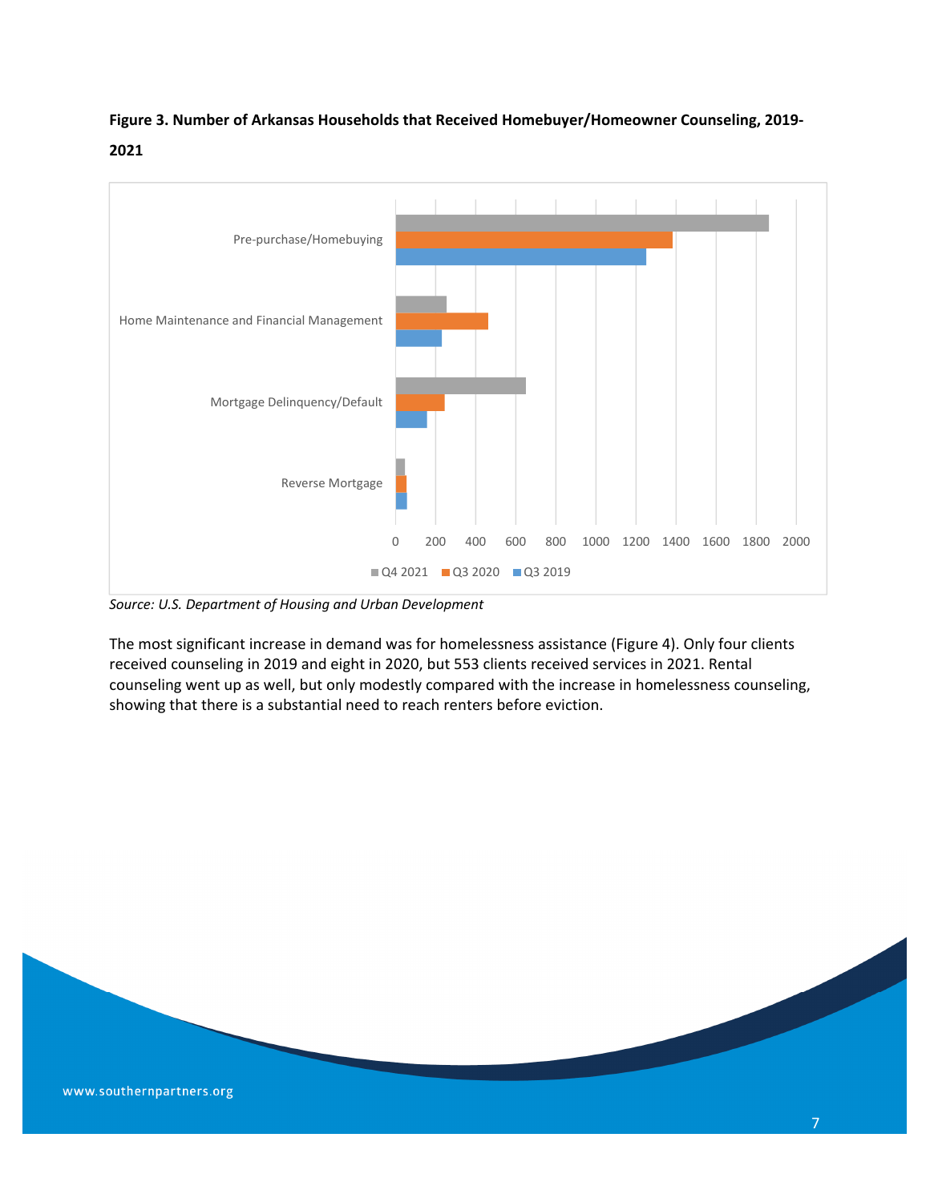**Figure 3. Number of Arkansas Households that Received Homebuyer/Homeowner Counseling, 2019-2021**

*Source: U.S. Department of Housing and Urban Development*

The most significant increase in demand was for homelessness assistance (Figure 4). Only four clients received counseling in 2019 and eight in 2020, but 553 clients received services in 2021. Rental counseling went up as well, but only modestly compared with the increase in homelessness counseling, showing that there is a substantial need to reach renters before eviction.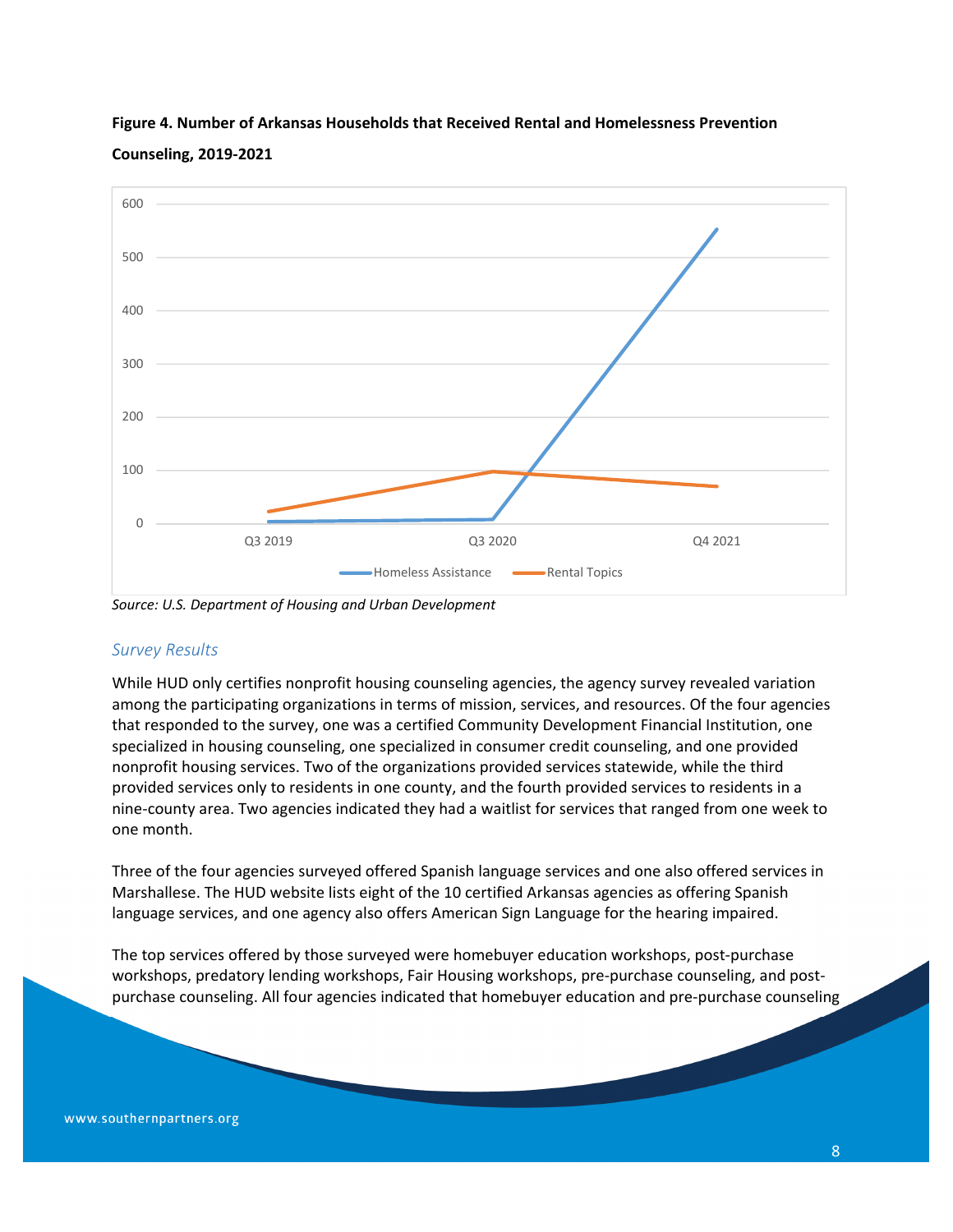**Figure 4. Number of Arkansas Households that Received Rental and Homelessness Prevention Counseling, 2019-2021**

*Source: U.S. Department of Housing and Urban Development*

### *Survey Results*

While HUD only certifies nonprofit housing counseling agencies, the agency survey revealed variation among the participating organizations in terms of mission, services, and resources. Of the four agencies that responded to the survey, one was a certified Community Development Financial Institution, one specialized in housing counseling, one specialized in consumer credit counseling, and one provided nonprofit housing services. Two of the organizations provided services statewide, while the third provided services only to residents in one county, and the fourth provided services to residents in a nine-county area. Two agencies indicated they had a waitlist for services that ranged from one week to one month.

Three of the four agencies surveyed offered Spanish language services and one also offered services in Marshallese. The HUD website lists eight of the 10 certified Arkansas agencies as offering Spanish language services, and one agency also offers American Sign Language for the hearing impaired.

The top services offered by those surveyed were homebuyer education workshops, post-purchase workshops, predatory lending workshops, Fair Housing workshops, pre-purchase counseling, and post-purchase counseling. All four agencies indicated that homebuyer education and pre-purchase counseling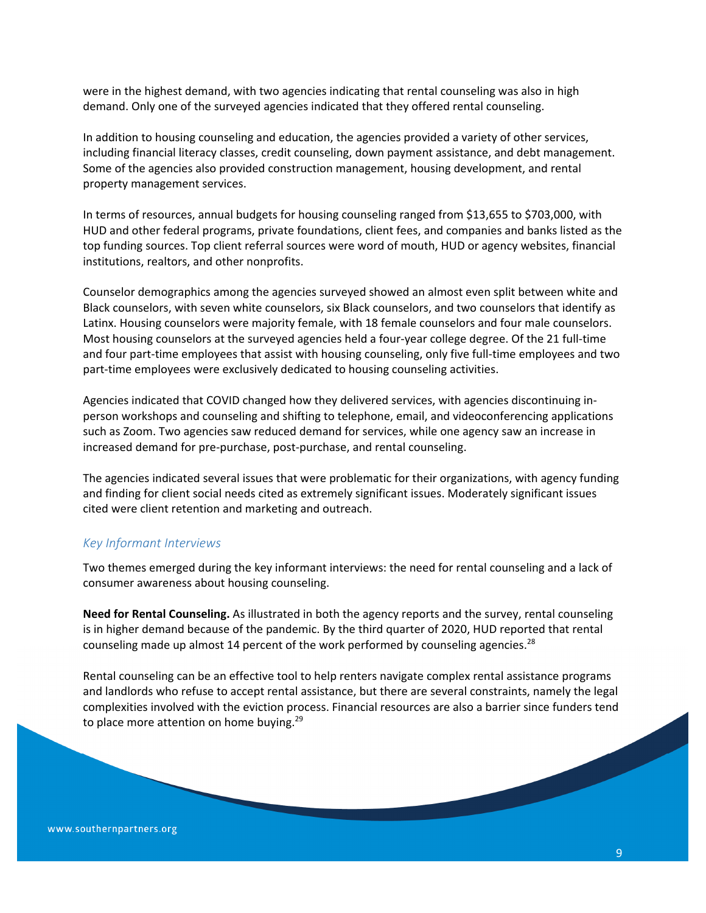were in the highest demand, with two agencies indicating that rental counseling was also in high demand. Only one of the surveyed agencies indicated that they offered rental counseling.

In addition to housing counseling and education, the agencies provided a variety of other services, including financial literacy classes, credit counseling, down payment assistance, and debt management. Some of the agencies also provided construction management, housing development, and rental property management services.

In terms of resources, annual budgets for housing counseling ranged from $13,655 to $703,000, with HUD and other federal programs, private foundations, client fees, and companies and banks listed as the top funding sources. Top client referral sources were word of mouth, HUD or agency websites, financial institutions, realtors, and other nonprofits.

Counselor demographics among the agencies surveyed showed an almost even split between white and Black counselors, with seven white counselors, six Black counselors, and two counselors that identify as Latinx. Housing counselors were majority female, with 18 female counselors and four male counselors. Most housing counselors at the surveyed agencies held a four-year college degree. Of the 21 full-time and four part-time employees that assist with housing counseling, only five full-time employees and two part-time employees were exclusively dedicated to housing counseling activities.

Agencies indicated that COVID changed how they delivered services, with agencies discontinuing in-person workshops and counseling and shifting to telephone, email, and videoconferencing applications such as Zoom. Two agencies saw reduced demand for services, while one agency saw an increase in increased demand for pre-purchase, post-purchase, and rental counseling.

The agencies indicated several issues that were problematic for their organizations, with agency funding and finding for client social needs cited as extremely significant issues. Moderately significant issues cited were client retention and marketing and outreach.

### *Key Informant Interviews*

Two themes emerged during the key informant interviews: the need for rental counseling and a lack of consumer awareness about housing counseling.

**Need for Rental Counseling.** As illustrated in both the agency reports and the survey, rental counseling is in higher demand because of the pandemic. By the third quarter of 2020, HUD reported that rental counseling made up almost 14 percent of the work performed by counseling agencies.[28]

Rental counseling can be an effective tool to help renters navigate complex rental assistance programs and landlords who refuse to accept rental assistance, but there are several constraints, namely the legal complexities involved with the eviction process. Financial resources are also a barrier since funders tend to place more attention on home buying.[29]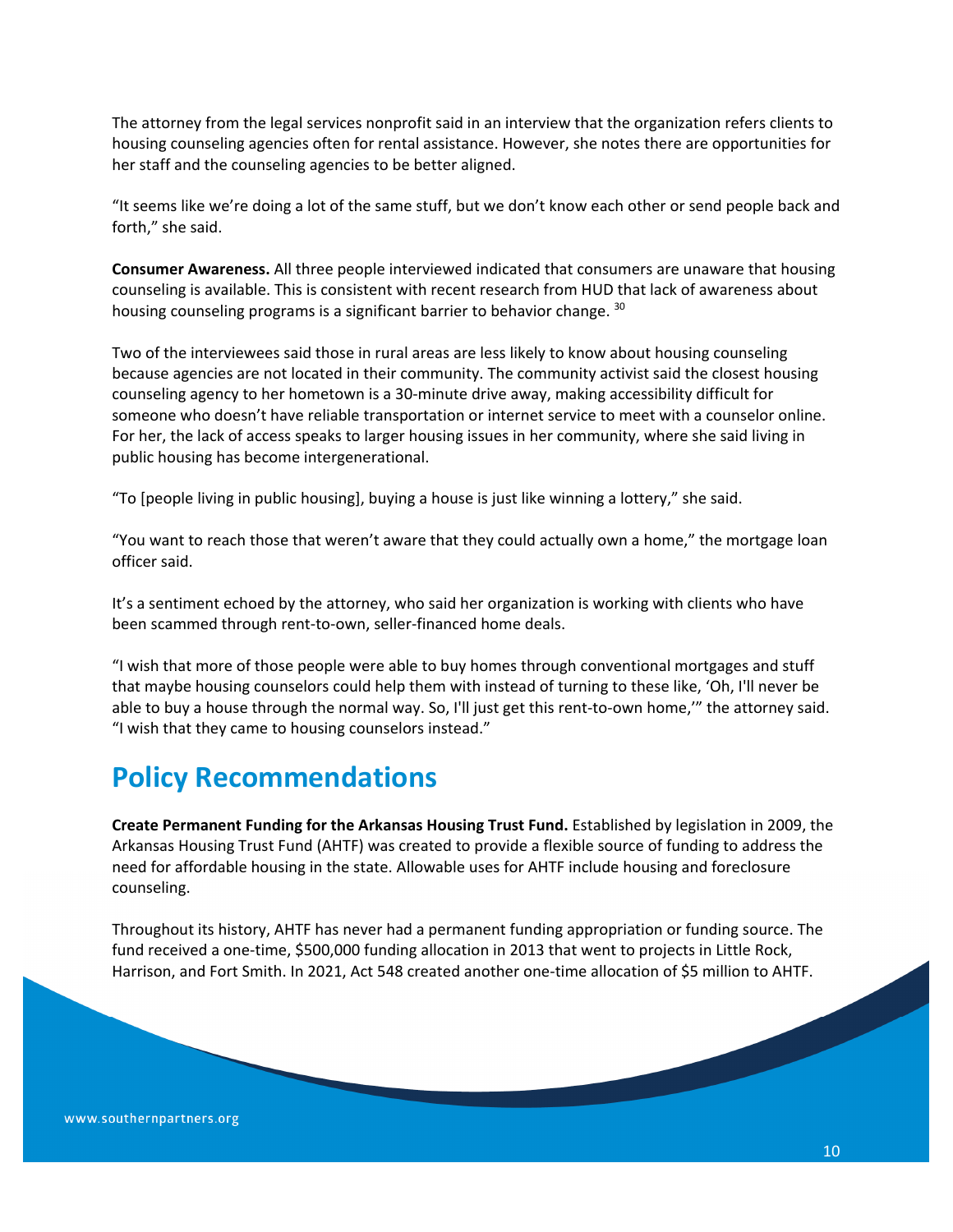The attorney from the legal services nonprofit said in an interview that the organization refers clients to housing counseling agencies often for rental assistance. However, she notes there are opportunities for her staff and the counseling agencies to be better aligned.

"It seems like we're doing a lot of the same stuff, but we don't know each other or send people back and forth," she said.

**Consumer Awareness.** All three people interviewed indicated that consumers are unaware that housing counseling is available. This is consistent with recent research from HUD that lack of awareness about housing counseling programs is a significant barrier to behavior change. [30]

Two of the interviewees said those in rural areas are less likely to know about housing counseling because agencies are not located in their community. The community activist said the closest housing counseling agency to her hometown is a 30-minute drive away, making accessibility difficult for someone who doesn't have reliable transportation or internet service to meet with a counselor online. For her, the lack of access speaks to larger housing issues in her community, where she said living in public housing has become intergenerational.

"To [people living in public housing], buying a house is just like winning a lottery," she said.

"You want to reach those that weren't aware that they could actually own a home," the mortgage loan officer said.

It's a sentiment echoed by the attorney, who said her organization is working with clients who have been scammed through rent-to-own, seller-financed home deals.

"I wish that more of those people were able to buy homes through conventional mortgages and stuff that maybe housing counselors could help them with instead of turning to these like, 'Oh, I'll never be able to buy a house through the normal way. So, I'll just get this rent-to-own home,'" the attorney said. "I wish that they came to housing counselors instead."

## Policy Recommendations

**Create Permanent Funding for the Arkansas Housing Trust Fund.** Established by legislation in 2009, the Arkansas Housing Trust Fund (AHTF) was created to provide a flexible source of funding to address the need for affordable housing in the state. Allowable uses for AHTF include housing and foreclosure counseling.

Throughout its history, AHTF has never had a permanent funding appropriation or funding source. The fund received a one-time, $500,000 funding allocation in 2013 that went to projects in Little Rock, Harrison, and Fort Smith. In 2021, Act 548 created another one-time allocation of $5 million to AHTF.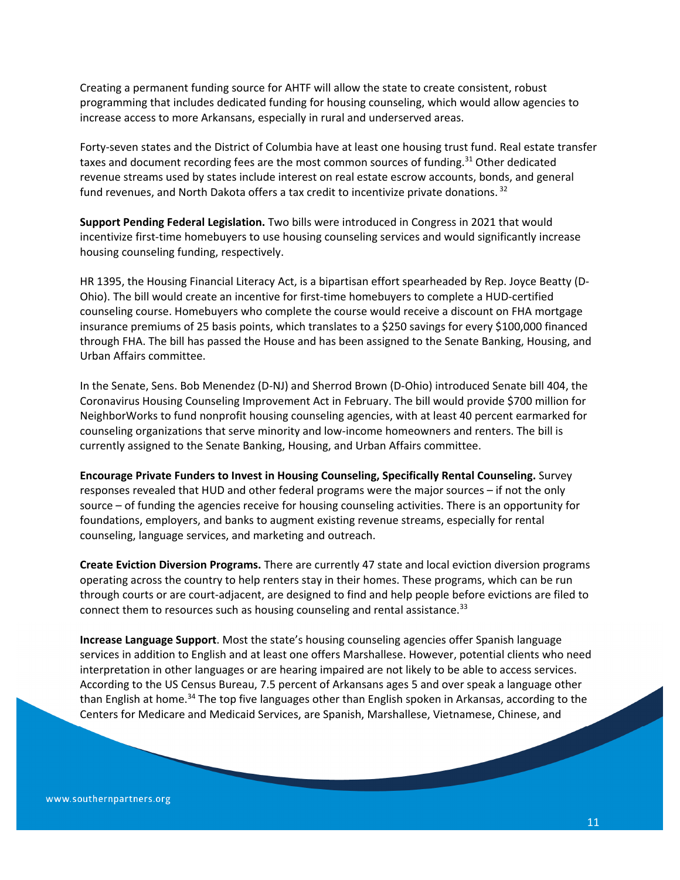Creating a permanent funding source for AHTF will allow the state to create consistent, robust programming that includes dedicated funding for housing counseling, which would allow agencies to increase access to more Arkansans, especially in rural and underserved areas.

Forty-seven states and the District of Columbia have at least one housing trust fund. Real estate transfer taxes and document recording fees are the most common sources of funding.[31] Other dedicated revenue streams used by states include interest on real estate escrow accounts, bonds, and general fund revenues, and North Dakota offers a tax credit to incentivize private donations.[32]

**Support Pending Federal Legislation.** Two bills were introduced in Congress in 2021 that would incentivize first-time homebuyers to use housing counseling services and would significantly increase housing counseling funding, respectively.

HR 1395, the Housing Financial Literacy Act, is a bipartisan effort spearheaded by Rep. Joyce Beatty (D-Ohio). The bill would create an incentive for first-time homebuyers to complete a HUD-certified counseling course. Homebuyers who complete the course would receive a discount on FHA mortgage insurance premiums of 25 basis points, which translates to a $250 savings for every $100,000 financed through FHA. The bill has passed the House and has been assigned to the Senate Banking, Housing, and Urban Affairs committee.

In the Senate, Sens. Bob Menendez (D-NJ) and Sherrod Brown (D-Ohio) introduced Senate bill 404, the Coronavirus Housing Counseling Improvement Act in February. The bill would provide $700 million for NeighborWorks to fund nonprofit housing counseling agencies, with at least 40 percent earmarked for counseling organizations that serve minority and low-income homeowners and renters. The bill is currently assigned to the Senate Banking, Housing, and Urban Affairs committee.

**Encourage Private Funders to Invest in Housing Counseling, Specifically Rental Counseling.** Survey responses revealed that HUD and other federal programs were the major sources – if not the only source – of funding the agencies receive for housing counseling activities. There is an opportunity for foundations, employers, and banks to augment existing revenue streams, especially for rental counseling, language services, and marketing and outreach.

**Create Eviction Diversion Programs.** There are currently 47 state and local eviction diversion programs operating across the country to help renters stay in their homes. These programs, which can be run through courts or are court-adjacent, are designed to find and help people before evictions are filed to connect them to resources such as housing counseling and rental assistance.[33]

**Increase Language Support**. Most the state's housing counseling agencies offer Spanish language services in addition to English and at least one offers Marshallese. However, potential clients who need interpretation in other languages or are hearing impaired are not likely to be able to access services. According to the US Census Bureau, 7.5 percent of Arkansans ages 5 and over speak a language other than English at home.[34] The top five languages other than English spoken in Arkansas, according to the Centers for Medicare and Medicaid Services, are Spanish, Marshallese, Vietnamese, Chinese, and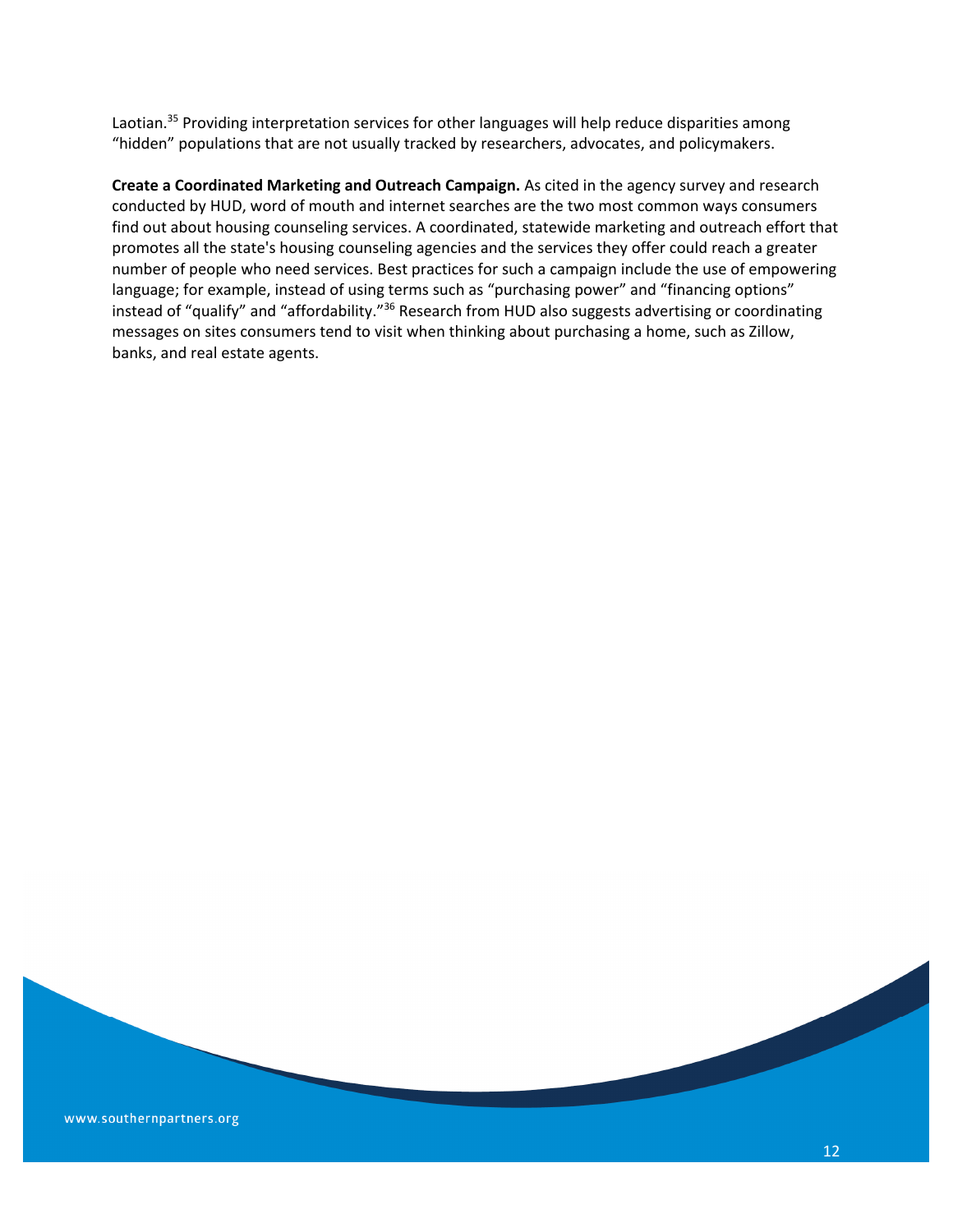Laotian.[35] Providing interpretation services for other languages will help reduce disparities among "hidden" populations that are not usually tracked by researchers, advocates, and policymakers.

**Create a Coordinated Marketing and Outreach Campaign.** As cited in the agency survey and research conducted by HUD, word of mouth and internet searches are the two most common ways consumers find out about housing counseling services. A coordinated, statewide marketing and outreach effort that promotes all the state's housing counseling agencies and the services they offer could reach a greater number of people who need services. Best practices for such a campaign include the use of empowering language; for example, instead of using terms such as "purchasing power" and "financing options" instead of "qualify" and "affordability."[36] Research from HUD also suggests advertising or coordinating messages on sites consumers tend to visit when thinking about purchasing a home, such as Zillow, banks, and real estate agents.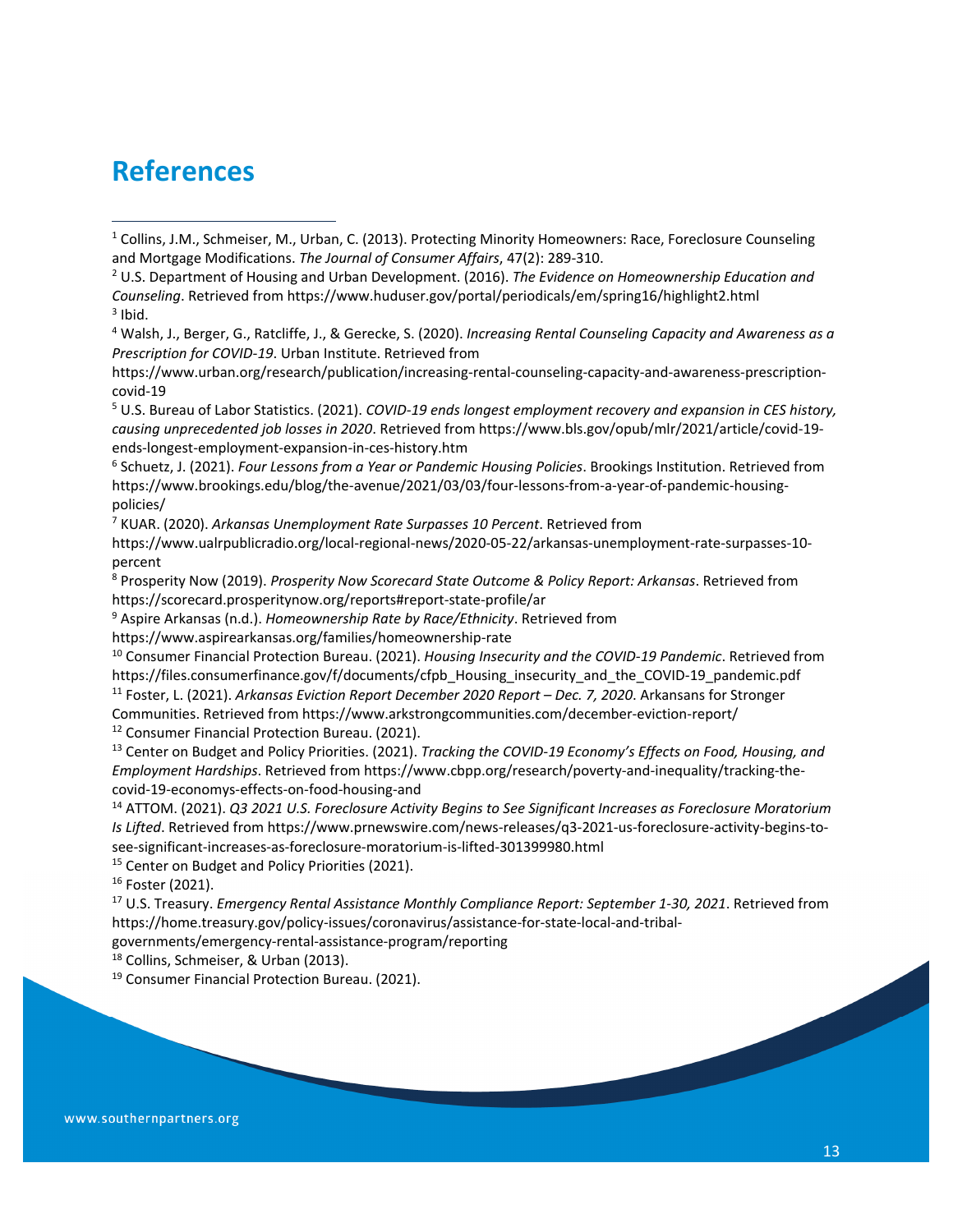# References

[1] Collins, J.M., Schmeiser, M., Urban, C. (2013). Protecting Minority Homeowners: Race, Foreclosure Counseling and Mortgage Modifications. *The Journal of Consumer Affairs*, 47(2): 289-310.

[2] U.S. Department of Housing and Urban Development. (2016). *The Evidence on Homeownership Education and Counseling*. Retrieved from https://www.huduser.gov/portal/periodicals/em/spring16/highlight2.html

[3] Ibid.

[4] Walsh, J., Berger, G., Ratcliffe, J., & Gerecke, S. (2020). *Increasing Rental Counseling Capacity and Awareness as a Prescription for COVID-19*. Urban Institute. Retrieved from https://www.urban.org/research/publication/increasing-rental-counseling-capacity-and-awareness-prescription-covid-19

[5] U.S. Bureau of Labor Statistics. (2021). *COVID-19 ends longest employment recovery and expansion in CES history, causing unprecedented job losses in 2020*. Retrieved from https://www.bls.gov/opub/mlr/2021/article/covid-19-ends-longest-employment-expansion-in-ces-history.htm

[6] Schuetz, J. (2021). *Four Lessons from a Year or Pandemic Housing Policies*. Brookings Institution. Retrieved from https://www.brookings.edu/blog/the-avenue/2021/03/03/four-lessons-from-a-year-of-pandemic-housing-policies/

[7] KUAR. (2020). *Arkansas Unemployment Rate Surpasses 10 Percent*. Retrieved from https://www.ualrpublicradio.org/local-regional-news/2020-05-22/arkansas-unemployment-rate-surpasses-10-percent

[8] Prosperity Now (2019). *Prosperity Now Scorecard State Outcome & Policy Report: Arkansas*. Retrieved from https://scorecard.prosperitynow.org/reports#report-state-profile/ar

[9] Aspire Arkansas (n.d.). *Homeownership Rate by Race/Ethnicity*. Retrieved from https://www.aspirearkansas.org/families/homeownership-rate

[10] Consumer Financial Protection Bureau. (2021). *Housing Insecurity and the COVID-19 Pandemic*. Retrieved from https://files.consumerfinance.gov/f/documents/cfpb_Housing_insecurity_and_the_COVID-19_pandemic.pdf

[11] Foster, L. (2021). *Arkansas Eviction Report December 2020 Report – Dec. 7, 2020*. Arkansans for Stronger Communities. Retrieved from https://www.arkstrongcommunities.com/december-eviction-report/

[12] Consumer Financial Protection Bureau. (2021).

[13] Center on Budget and Policy Priorities. (2021). *Tracking the COVID-19 Economy's Effects on Food, Housing, and Employment Hardships*. Retrieved from https://www.cbpp.org/research/poverty-and-inequality/tracking-the-covid-19-economys-effects-on-food-housing-and

[14] ATTOM. (2021). *Q3 2021 U.S. Foreclosure Activity Begins to See Significant Increases as Foreclosure Moratorium Is Lifted*. Retrieved from https://www.prnewswire.com/news-releases/q3-2021-us-foreclosure-activity-begins-to-see-significant-increases-as-foreclosure-moratorium-is-lifted-301399980.html

[15] Center on Budget and Policy Priorities (2021).

[16] Foster (2021).

[17] U.S. Treasury. *Emergency Rental Assistance Monthly Compliance Report: September 1-30, 2021*. Retrieved from https://home.treasury.gov/policy-issues/coronavirus/assistance-for-state-local-and-tribal-governments/emergency-rental-assistance-program/reporting

[18] Collins, Schmeiser, & Urban (2013).

[19] Consumer Financial Protection Bureau. (2021).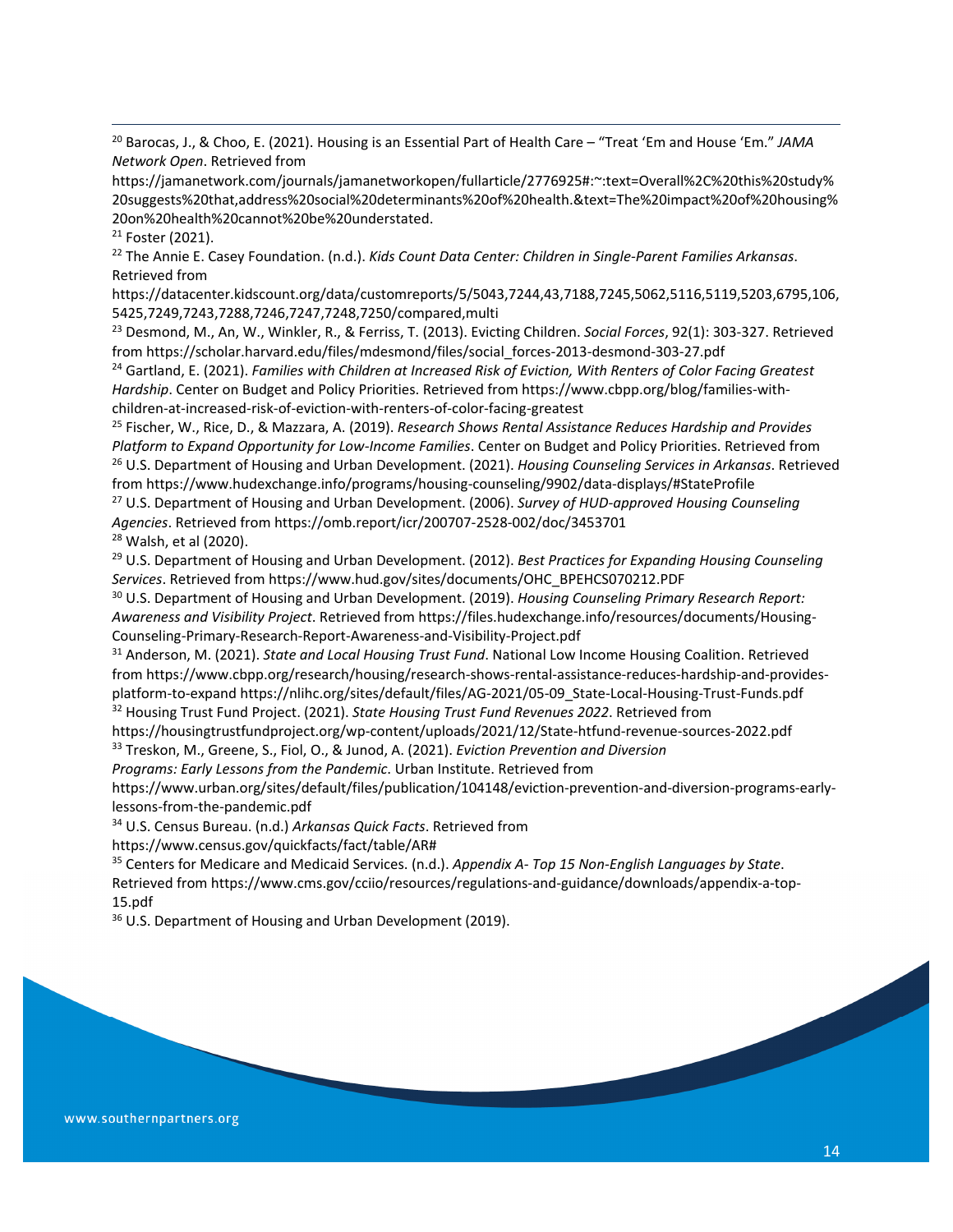[20] Barocas, J., & Choo, E. (2021). Housing is an Essential Part of Health Care – "Treat 'Em and House 'Em." *JAMA Network Open*. Retrieved from https://jamanetwork.com/journals/jamanetworkopen/fullarticle/2776925#:~:text=Overall%2C%20this%20study%20suggests%20that,address%20social%20determinants%20of%20health.&text=The%20impact%20of%20housing%20on%20health%20cannot%20be%20understated.

[21] Foster (2021).

[22] The Annie E. Casey Foundation. (n.d.). *Kids Count Data Center: Children in Single-Parent Families Arkansas*. Retrieved from https://datacenter.kidscount.org/data/customreports/5/5043,7244,43,7188,7245,5062,5116,5119,5203,6795,106,5425,7249,7243,7288,7246,7247,7248,7250/compared,multi

[23] Desmond, M., An, W., Winkler, R., & Ferriss, T. (2013). Evicting Children. *Social Forces*, 92(1): 303-327. Retrieved from https://scholar.harvard.edu/files/mdesmond/files/social_forces-2013-desmond-303-27.pdf

[24] Gartland, E. (2021). *Families with Children at Increased Risk of Eviction, With Renters of Color Facing Greatest Hardship*. Center on Budget and Policy Priorities. Retrieved from https://www.cbpp.org/blog/families-with-children-at-increased-risk-of-eviction-with-renters-of-color-facing-greatest

[25] Fischer, W., Rice, D., & Mazzara, A. (2019). *Research Shows Rental Assistance Reduces Hardship and Provides Platform to Expand Opportunity for Low-Income Families*. Center on Budget and Policy Priorities. Retrieved from

[26] U.S. Department of Housing and Urban Development. (2021). *Housing Counseling Services in Arkansas*. Retrieved from https://www.hudexchange.info/programs/housing-counseling/9902/data-displays/#StateProfile

[27] U.S. Department of Housing and Urban Development. (2006). *Survey of HUD-approved Housing Counseling Agencies*. Retrieved from https://omb.report/icr/200707-2528-002/doc/3453701

[28] Walsh, et al (2020).

[29] U.S. Department of Housing and Urban Development. (2012). *Best Practices for Expanding Housing Counseling Services*. Retrieved from https://www.hud.gov/sites/documents/OHC_BPEHCS070212.PDF

[30] U.S. Department of Housing and Urban Development. (2019). *Housing Counseling Primary Research Report: Awareness and Visibility Project*. Retrieved from https://files.hudexchange.info/resources/documents/Housing-Counseling-Primary-Research-Report-Awareness-and-Visibility-Project.pdf

[31] Anderson, M. (2021). *State and Local Housing Trust Fund*. National Low Income Housing Coalition. Retrieved from https://www.cbpp.org/research/housing/research-shows-rental-assistance-reduces-hardship-and-provides-platform-to-expand https://nlihc.org/sites/default/files/AG-2021/05-09_State-Local-Housing-Trust-Funds.pdf

[32] Housing Trust Fund Project. (2021). *State Housing Trust Fund Revenues 2022*. Retrieved from https://housingtrustfundproject.org/wp-content/uploads/2021/12/State-htfund-revenue-sources-2022.pdf

[33] Treskon, M., Greene, S., Fiol, O., & Junod, A. (2021). *Eviction Prevention and Diversion Programs: Early Lessons from the Pandemic*. Urban Institute. Retrieved from https://www.urban.org/sites/default/files/publication/104148/eviction-prevention-and-diversion-programs-early-lessons-from-the-pandemic.pdf

[34] U.S. Census Bureau. (n.d.) *Arkansas Quick Facts*. Retrieved from https://www.census.gov/quickfacts/fact/table/AR#

[35] Centers for Medicare and Medicaid Services. (n.d.). *Appendix A- Top 15 Non-English Languages by State*. Retrieved from https://www.cms.gov/cciio/resources/regulations-and-guidance/downloads/appendix-a-top-15.pdf

[36] U.S. Department of Housing and Urban Development (2019).

www.southernpartners.org